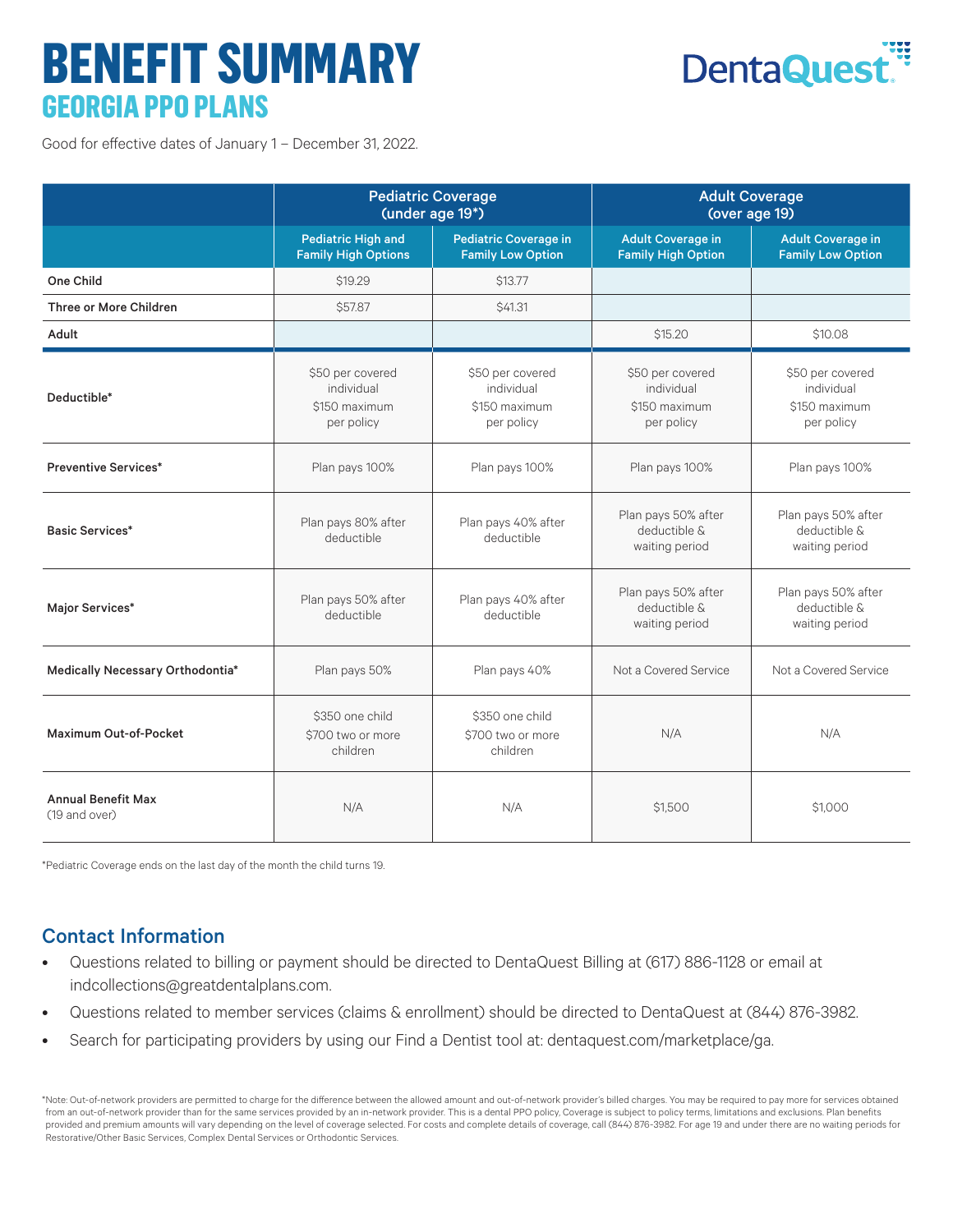# BENEFIT SUMMARY

## GEORGIA PPO PLANS

DentaQuest

Good for effective dates of January 1 – December 31, 2022.

| | Pediatric Coverage (under age 19*) | | Adult Coverage (over age 19) | |
|---|---|---|---|---|
| | **Pediatric High and Family High Options** | **Pediatric Coverage in Family Low Option** | **Adult Coverage in Family High Option** | **Adult Coverage in Family Low Option** |
| **One Child** | $19.29 | $13.77 | | |
| **Three or More Children** | $57.87 | $41.31 | | |
| **Adult** | | | $15.20 | $10.08 |
| **Deductible*** | $50 per covered individual $150 maximum per policy | $50 per covered individual $150 maximum per policy | $50 per covered individual $150 maximum per policy | $50 per covered individual $150 maximum per policy |
| **Preventive Services*** | Plan pays 100% | Plan pays 100% | Plan pays 100% | Plan pays 100% |
| **Basic Services*** | Plan pays 80% after deductible | Plan pays 40% after deductible | Plan pays 50% after deductible & waiting period | Plan pays 50% after deductible & waiting period |
| **Major Services*** | Plan pays 50% after deductible | Plan pays 40% after deductible | Plan pays 50% after deductible & waiting period | Plan pays 50% after deductible & waiting period |
| **Medically Necessary Orthodontia*** | Plan pays 50% | Plan pays 40% | Not a Covered Service | Not a Covered Service |
| **Maximum Out-of-Pocket** | $350 one child $700 two or more children | $350 one child $700 two or more children | N/A | N/A |
| **Annual Benefit Max** (19 and over) | N/A | N/A | $1,500 | $1,000 |

*Pediatric Coverage ends on the last day of the month the child turns 19.

## Contact Information

- Questions related to billing or payment should be directed to DentaQuest Billing at (617) 886-1128 or email at indcollections@greatdentalplans.com.
- Questions related to member services (claims & enrollment) should be directed to DentaQuest at (844) 876-3982.
- Search for participating providers by using our Find a Dentist tool at: dentaquest.com/marketplace/ga.

*Note: Out-of-network providers are permitted to charge for the difference between the allowed amount and out-of-network provider's billed charges. You may be required to pay more for services obtained from an out-of-network provider than for the same services provided by an in-network provider. This is a dental PPO policy. Coverage is subject to policy terms, limitations and exclusions. Plan benefits provided and premium amounts will vary depending on the level of coverage selected. For costs and complete details of coverage, call (844) 876-3982. For age 19 and under there are no waiting periods for Restorative/Other Basic Services, Complex Dental Services or Orthodontic Services.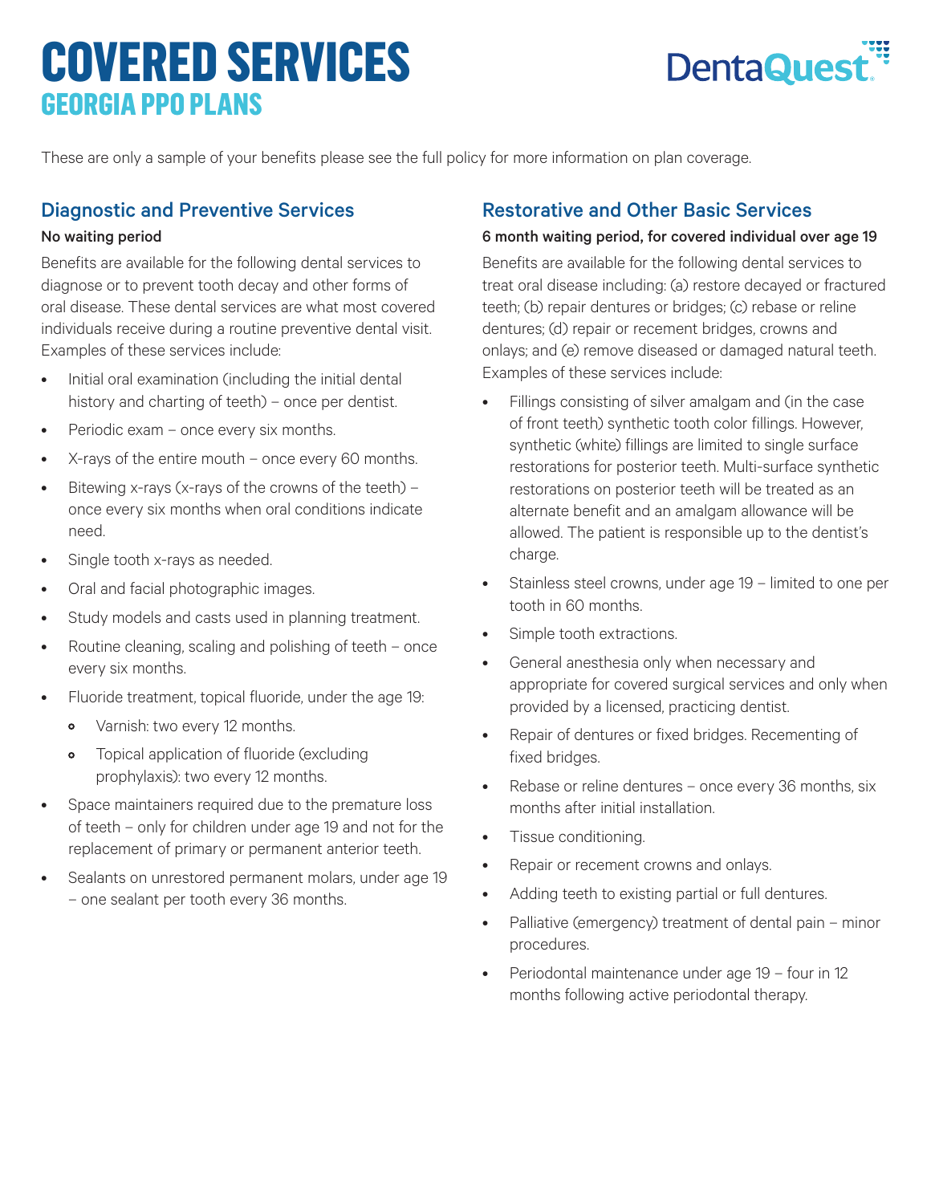# COVERED SERVICES

## GEORGIA PPO PLANS

These are only a sample of your benefits please see the full policy for more information on plan coverage.

### Diagnostic and Preventive Services

**No waiting period**

Benefits are available for the following dental services to diagnose or to prevent tooth decay and other forms of oral disease. These dental services are what most covered individuals receive during a routine preventive dental visit. Examples of these services include:

- Initial oral examination (including the initial dental history and charting of teeth) – once per dentist.
- Periodic exam – once every six months.
- X-rays of the entire mouth – once every 60 months.
- Bitewing x-rays (x-rays of the crowns of the teeth) – once every six months when oral conditions indicate need.
- Single tooth x-rays as needed.
- Oral and facial photographic images.
- Study models and casts used in planning treatment.
- Routine cleaning, scaling and polishing of teeth – once every six months.
- Fluoride treatment, topical fluoride, under the age 19:
  - Varnish: two every 12 months.
  - Topical application of fluoride (excluding prophylaxis): two every 12 months.
- Space maintainers required due to the premature loss of teeth – only for children under age 19 and not for the replacement of primary or permanent anterior teeth.
- Sealants on unrestored permanent molars, under age 19 – one sealant per tooth every 36 months.

### Restorative and Other Basic Services

**6 month waiting period, for covered individual over age 19**

Benefits are available for the following dental services to treat oral disease including: (a) restore decayed or fractured teeth; (b) repair dentures or bridges; (c) rebase or reline dentures; (d) repair or recement bridges, crowns and onlays; and (e) remove diseased or damaged natural teeth. Examples of these services include:

- Fillings consisting of silver amalgam and (in the case of front teeth) synthetic tooth color fillings. However, synthetic (white) fillings are limited to single surface restorations for posterior teeth. Multi-surface synthetic restorations on posterior teeth will be treated as an alternate benefit and an amalgam allowance will be allowed. The patient is responsible up to the dentist's charge.
- Stainless steel crowns, under age 19 – limited to one per tooth in 60 months.
- Simple tooth extractions.
- General anesthesia only when necessary and appropriate for covered surgical services and only when provided by a licensed, practicing dentist.
- Repair of dentures or fixed bridges. Recementing of fixed bridges.
- Rebase or reline dentures – once every 36 months, six months after initial installation.
- Tissue conditioning.
- Repair or recement crowns and onlays.
- Adding teeth to existing partial or full dentures.
- Palliative (emergency) treatment of dental pain – minor procedures.
- Periodontal maintenance under age 19 – four in 12 months following active periodontal therapy.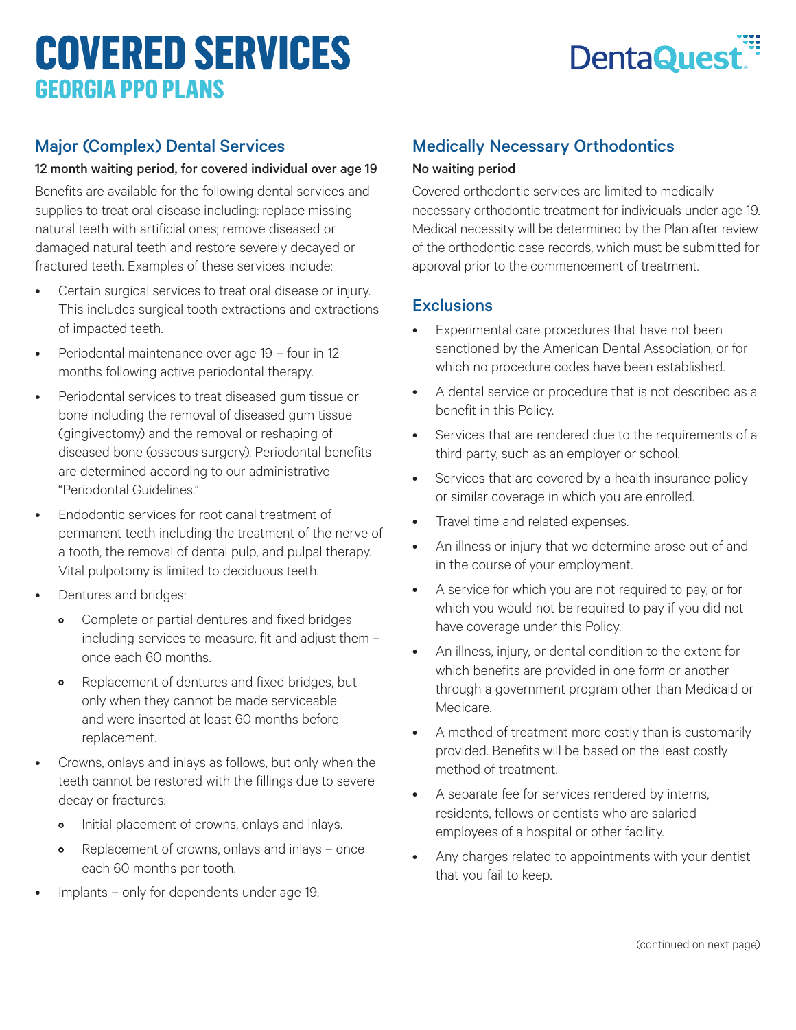# COVERED SERVICES

## GEORGIA PPO PLANS

DentaQuest

### Major (Complex) Dental Services

**12 month waiting period, for covered individual over age 19**

Benefits are available for the following dental services and supplies to treat oral disease including: replace missing natural teeth with artificial ones; remove diseased or damaged natural teeth and restore severely decayed or fractured teeth. Examples of these services include:

- Certain surgical services to treat oral disease or injury. This includes surgical tooth extractions and extractions of impacted teeth.
- Periodontal maintenance over age 19 – four in 12 months following active periodontal therapy.
- Periodontal services to treat diseased gum tissue or bone including the removal of diseased gum tissue (gingivectomy) and the removal or reshaping of diseased bone (osseous surgery). Periodontal benefits are determined according to our administrative "Periodontal Guidelines."
- Endodontic services for root canal treatment of permanent teeth including the treatment of the nerve of a tooth, the removal of dental pulp, and pulpal therapy. Vital pulpotomy is limited to deciduous teeth.
- Dentures and bridges:
  - Complete or partial dentures and fixed bridges including services to measure, fit and adjust them – once each 60 months.
  - Replacement of dentures and fixed bridges, but only when they cannot be made serviceable and were inserted at least 60 months before replacement.
- Crowns, onlays and inlays as follows, but only when the teeth cannot be restored with the fillings due to severe decay or fractures:
  - Initial placement of crowns, onlays and inlays.
  - Replacement of crowns, onlays and inlays – once each 60 months per tooth.
- Implants – only for dependents under age 19.

### Medically Necessary Orthodontics

**No waiting period**

Covered orthodontic services are limited to medically necessary orthodontic treatment for individuals under age 19. Medical necessity will be determined by the Plan after review of the orthodontic case records, which must be submitted for approval prior to the commencement of treatment.

### Exclusions

- Experimental care procedures that have not been sanctioned by the American Dental Association, or for which no procedure codes have been established.
- A dental service or procedure that is not described as a benefit in this Policy.
- Services that are rendered due to the requirements of a third party, such as an employer or school.
- Services that are covered by a health insurance policy or similar coverage in which you are enrolled.
- Travel time and related expenses.
- An illness or injury that we determine arose out of and in the course of your employment.
- A service for which you are not required to pay, or for which you would not be required to pay if you did not have coverage under this Policy.
- An illness, injury, or dental condition to the extent for which benefits are provided in one form or another through a government program other than Medicaid or Medicare.
- A method of treatment more costly than is customarily provided. Benefits will be based on the least costly method of treatment.
- A separate fee for services rendered by interns, residents, fellows or dentists who are salaried employees of a hospital or other facility.
- Any charges related to appointments with your dentist that you fail to keep.

(continued on next page)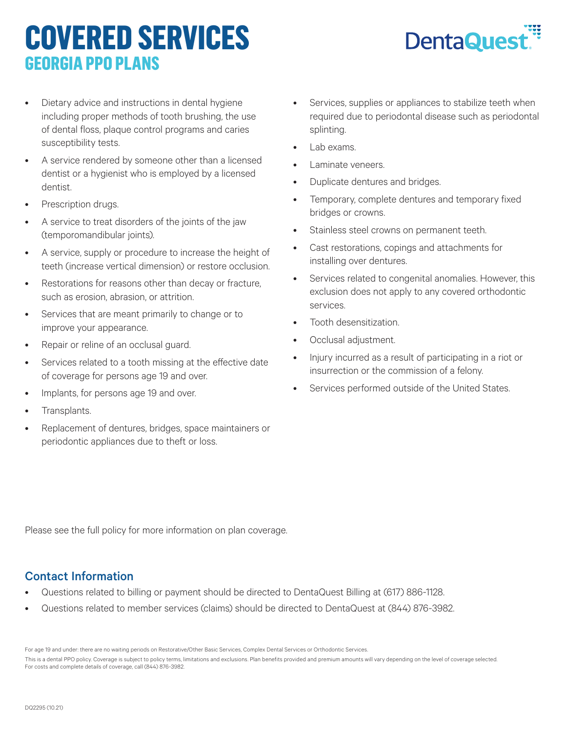# COVERED SERVICES

## GEORGIA PPO PLANS

- Dietary advice and instructions in dental hygiene including proper methods of tooth brushing, the use of dental floss, plaque control programs and caries susceptibility tests.
- A service rendered by someone other than a licensed dentist or a hygienist who is employed by a licensed dentist.
- Prescription drugs.
- A service to treat disorders of the joints of the jaw (temporomandibular joints).
- A service, supply or procedure to increase the height of teeth (increase vertical dimension) or restore occlusion.
- Restorations for reasons other than decay or fracture, such as erosion, abrasion, or attrition.
- Services that are meant primarily to change or to improve your appearance.
- Repair or reline of an occlusal guard.
- Services related to a tooth missing at the effective date of coverage for persons age 19 and over.
- Implants, for persons age 19 and over.
- Transplants.
- Replacement of dentures, bridges, space maintainers or periodontic appliances due to theft or loss.
- Services, supplies or appliances to stabilize teeth when required due to periodontal disease such as periodontal splinting.
- Lab exams.
- Laminate veneers.
- Duplicate dentures and bridges.
- Temporary, complete dentures and temporary fixed bridges or crowns.
- Stainless steel crowns on permanent teeth.
- Cast restorations, copings and attachments for installing over dentures.
- Services related to congenital anomalies. However, this exclusion does not apply to any covered orthodontic services.
- Tooth desensitization.
- Occlusal adjustment.
- Injury incurred as a result of participating in a riot or insurrection or the commission of a felony.
- Services performed outside of the United States.

Please see the full policy for more information on plan coverage.

### Contact Information

- Questions related to billing or payment should be directed to DentaQuest Billing at (617) 886-1128.
- Questions related to member services (claims) should be directed to DentaQuest at (844) 876-3982.

For age 19 and under: there are no waiting periods on Restorative/Other Basic Services, Complex Dental Services or Orthodontic Services.

This is a dental PPO policy. Coverage is subject to policy terms, limitations and exclusions. Plan benefits provided and premium amounts will vary depending on the level of coverage selected. For costs and complete details of coverage, call (844) 876-3982.

DQ2295 (10.21)